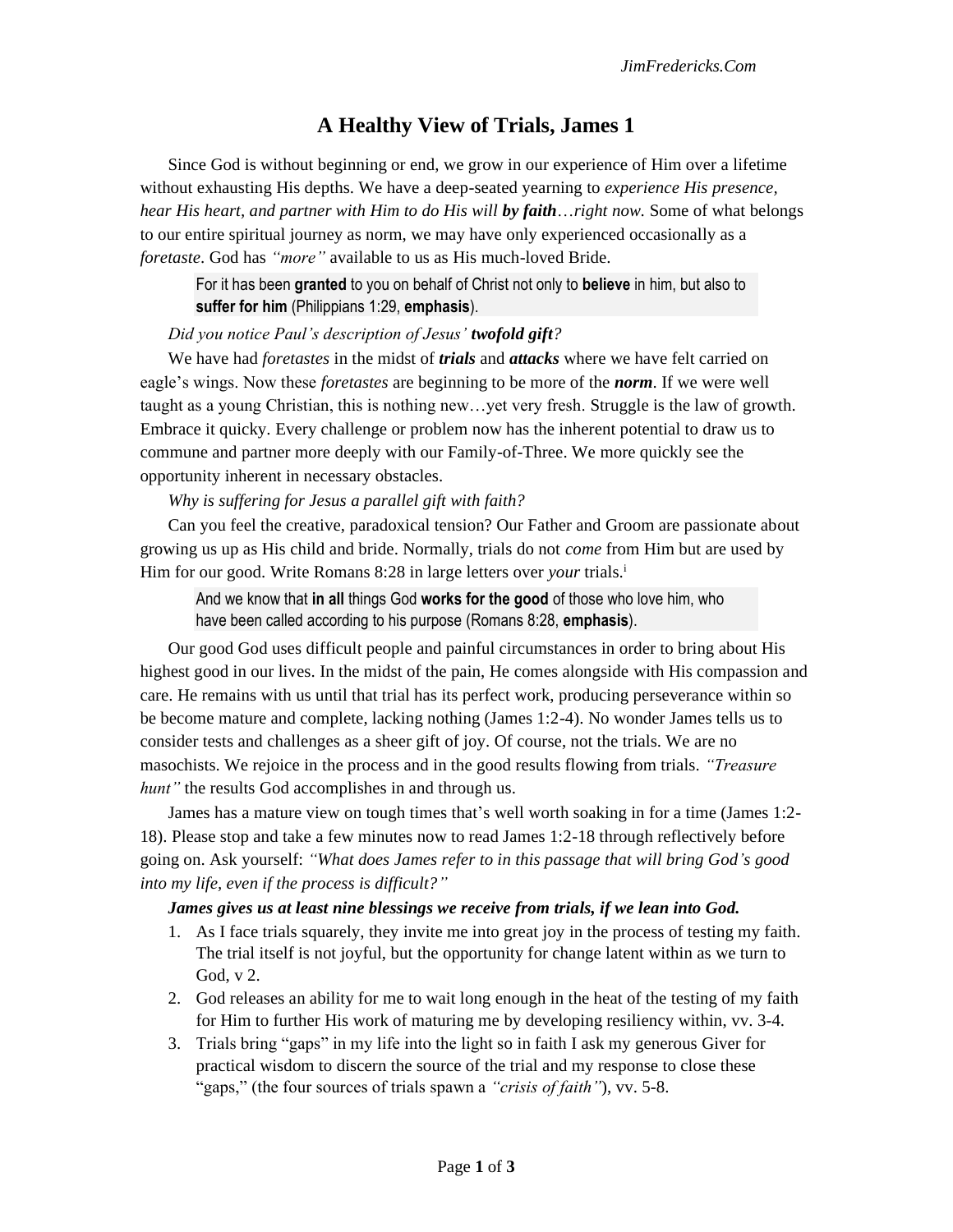# A Healthy View of Trials, James 1

Since God is without beginning or end, we grow in our experience of Him over a lifetime without exhausting His depths. We have a deep-seated yearning to *experience His presence, hear His heart, and partner with Him to do His will* ***by faith****…right now.* Some of what belongs to our entire spiritual journey as norm, we may have only experienced occasionally as a *foretaste*. God has *"more"* available to us as His much-loved Bride.

> For it has been **granted** to you on behalf of Christ not only to **believe** in him, but also to **suffer for him** (Philippians 1:29, **emphasis**).

*Did you notice Paul's description of Jesus'* ***twofold gift****?*

We have had *foretastes* in the midst of ***trials*** and ***attacks*** where we have felt carried on eagle's wings. Now these *foretastes* are beginning to be more of the ***norm***. If we were well taught as a young Christian, this is nothing new…yet very fresh. Struggle is the law of growth. Embrace it quicky. Every challenge or problem now has the inherent potential to draw us to commune and partner more deeply with our Family-of-Three. We more quickly see the opportunity inherent in necessary obstacles.

*Why is suffering for Jesus a parallel gift with faith?*

Can you feel the creative, paradoxical tension? Our Father and Groom are passionate about growing us up as His child and bride. Normally, trials do not *come* from Him but are used by Him for our good. Write Romans 8:28 in large letters over *your* trials.[i]

> And we know that **in all** things God **works for the good** of those who love him, who have been called according to his purpose (Romans 8:28, **emphasis**).

Our good God uses difficult people and painful circumstances in order to bring about His highest good in our lives. In the midst of the pain, He comes alongside with His compassion and care. He remains with us until that trial has its perfect work, producing perseverance within so be become mature and complete, lacking nothing (James 1:2-4). No wonder James tells us to consider tests and challenges as a sheer gift of joy. Of course, not the trials. We are no masochists. We rejoice in the process and in the good results flowing from trials. *"Treasure hunt"* the results God accomplishes in and through us.

James has a mature view on tough times that's well worth soaking in for a time (James 1:2-18). Please stop and take a few minutes now to read James 1:2-18 through reflectively before going on. Ask yourself: *"What does James refer to in this passage that will bring God's good into my life, even if the process is difficult?"*

***James gives us at least nine blessings we receive from trials, if we lean into God.***

1. As I face trials squarely, they invite me into great joy in the process of testing my faith. The trial itself is not joyful, but the opportunity for change latent within as we turn to God, v 2.
2. God releases an ability for me to wait long enough in the heat of the testing of my faith for Him to further His work of maturing me by developing resiliency within, vv. 3-4.
3. Trials bring "gaps" in my life into the light so in faith I ask my generous Giver for practical wisdom to discern the source of the trial and my response to close these "gaps," (the four sources of trials spawn a *"crisis of faith"*), vv. 5-8.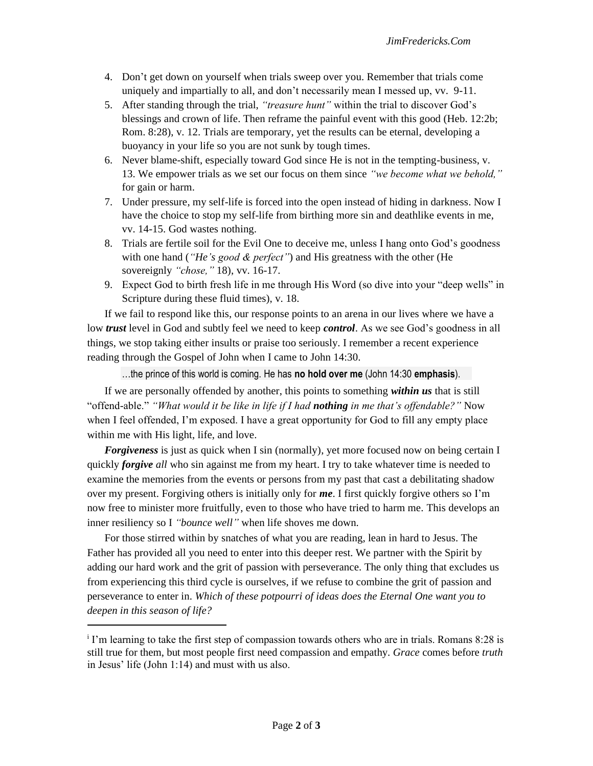4. Don't get down on yourself when trials sweep over you. Remember that trials come uniquely and impartially to all, and don't necessarily mean I messed up, vv. 9-11.
5. After standing through the trial, *"treasure hunt"* within the trial to discover God's blessings and crown of life. Then reframe the painful event with this good (Heb. 12:2b; Rom. 8:28), v. 12. Trials are temporary, yet the results can be eternal, developing a buoyancy in your life so you are not sunk by tough times.
6. Never blame-shift, especially toward God since He is not in the tempting-business, v. 13. We empower trials as we set our focus on them since *"we become what we behold,"* for gain or harm.
7. Under pressure, my self-life is forced into the open instead of hiding in darkness. Now I have the choice to stop my self-life from birthing more sin and deathlike events in me, vv. 14-15. God wastes nothing.
8. Trials are fertile soil for the Evil One to deceive me, unless I hang onto God's goodness with one hand (*"He's good & perfect"*) and His greatness with the other (He sovereignly *"chose,"* 18), vv. 16-17.
9. Expect God to birth fresh life in me through His Word (so dive into your "deep wells" in Scripture during these fluid times), v. 18.

If we fail to respond like this, our response points to an arena in our lives where we have a low ***trust*** level in God and subtly feel we need to keep ***control***. As we see God's goodness in all things, we stop taking either insults or praise too seriously. I remember a recent experience reading through the Gospel of John when I came to John 14:30.

> …the prince of this world is coming. He has **no hold over me** (John 14:30 **emphasis**).

If we are personally offended by another, this points to something ***within us*** that is still "offend-able." *"What would it be like in life if I had **nothing** in me that's offendable?"* Now when I feel offended, I'm exposed. I have a great opportunity for God to fill any empty place within me with His light, life, and love.

***Forgiveness*** is just as quick when I sin (normally), yet more focused now on being certain I quickly ***forgive*** *all* who sin against me from my heart. I try to take whatever time is needed to examine the memories from the events or persons from my past that cast a debilitating shadow over my present. Forgiving others is initially only for ***me***. I first quickly forgive others so I'm now free to minister more fruitfully, even to those who have tried to harm me. This develops an inner resiliency so I *"bounce well"* when life shoves me down.

For those stirred within by snatches of what you are reading, lean in hard to Jesus. The Father has provided all you need to enter into this deeper rest. We partner with the Spirit by adding our hard work and the grit of passion with perseverance. The only thing that excludes us from experiencing this third cycle is ourselves, if we refuse to combine the grit of passion and perseverance to enter in. *Which of these potpourri of ideas does the Eternal One want you to deepen in this season of life?*

---

[i] I'm learning to take the first step of compassion towards others who are in trials. Romans 8:28 is still true for them, but most people first need compassion and empathy. *Grace* comes before *truth* in Jesus' life (John 1:14) and must with us also.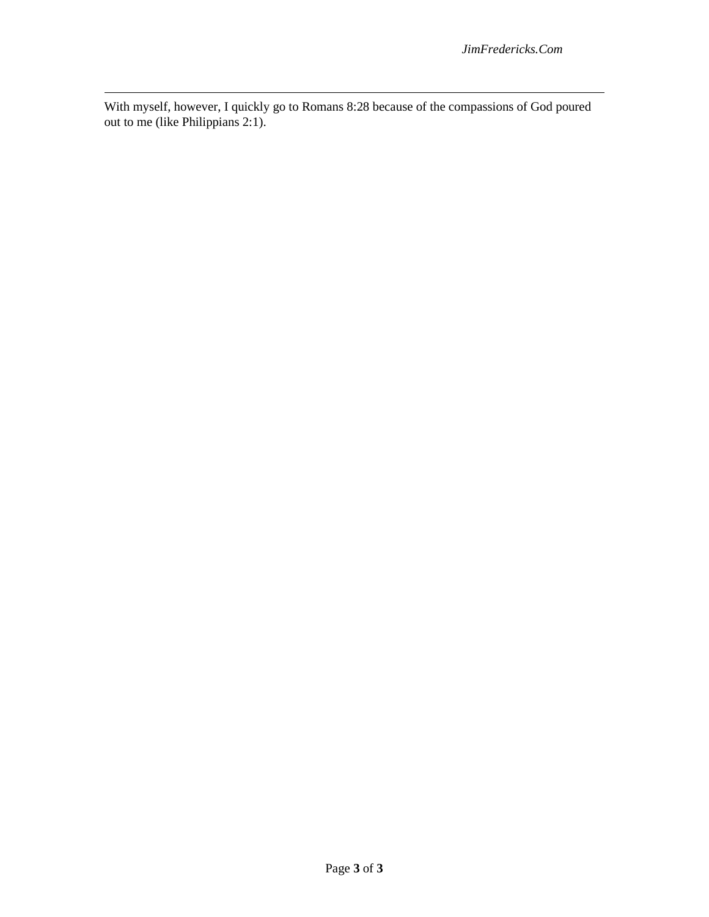With myself, however, I quickly go to Romans 8:28 because of the compassions of God poured out to me (like Philippians 2:1).